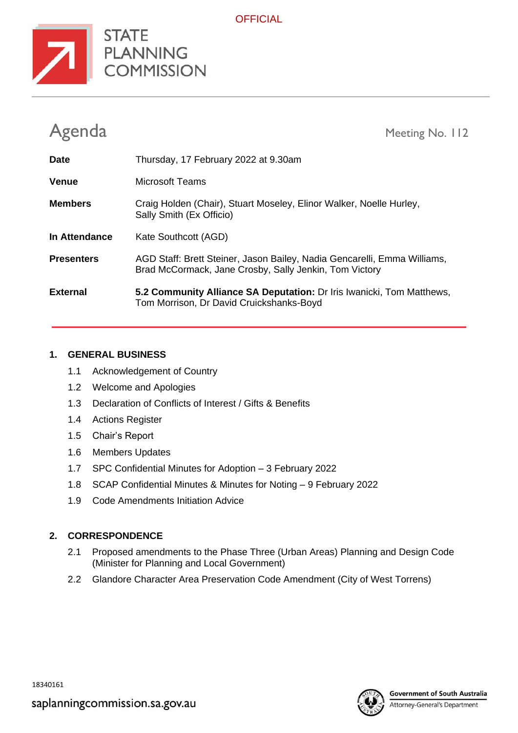OFFICIAL

STATE PLANNING COMMISSION

# Agenda

Meeting No. 112

| | |
|---|---|
| **Date** | Thursday, 17 February 2022 at 9.30am |
| **Venue** | Microsoft Teams |
| **Members** | Craig Holden (Chair), Stuart Moseley, Elinor Walker, Noelle Hurley, Sally Smith (Ex Officio) |
| **In Attendance** | Kate Southcott (AGD) |
| **Presenters** | AGD Staff: Brett Steiner, Jason Bailey, Nadia Gencarelli, Emma Williams, Brad McCormack, Jane Crosby, Sally Jenkin, Tom Victory |
| **External** | **5.2 Community Alliance SA Deputation:** Dr Iris Iwanicki, Tom Matthews, Tom Morrison, Dr David Cruickshanks-Boyd |

## 1. GENERAL BUSINESS

1.1 Acknowledgement of Country

1.2 Welcome and Apologies

1.3 Declaration of Conflicts of Interest / Gifts & Benefits

1.4 Actions Register

1.5 Chair's Report

1.6 Members Updates

1.7 SPC Confidential Minutes for Adoption – 3 February 2022

1.8 SCAP Confidential Minutes & Minutes for Noting – 9 February 2022

1.9 Code Amendments Initiation Advice

## 2. CORRESPONDENCE

2.1 Proposed amendments to the Phase Three (Urban Areas) Planning and Design Code (Minister for Planning and Local Government)

2.2 Glandore Character Area Preservation Code Amendment (City of West Torrens)

18340161

saplanningcommission.sa.gov.au

Government of South Australia
Attorney-General's Department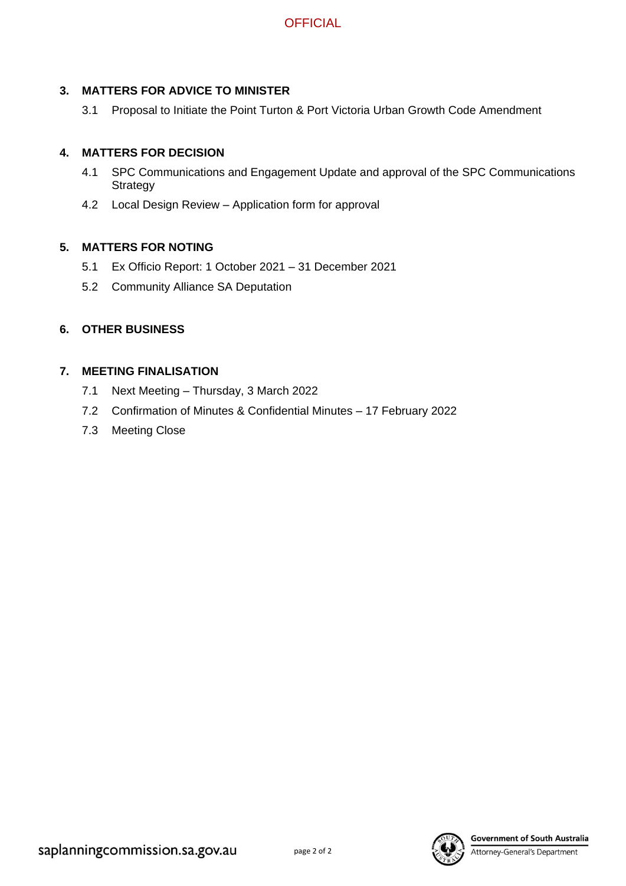## 3. MATTERS FOR ADVICE TO MINISTER

3.1 Proposal to Initiate the Point Turton & Port Victoria Urban Growth Code Amendment

## 4. MATTERS FOR DECISION

4.1 SPC Communications and Engagement Update and approval of the SPC Communications Strategy

4.2 Local Design Review – Application form for approval

## 5. MATTERS FOR NOTING

5.1 Ex Officio Report: 1 October 2021 – 31 December 2021

5.2 Community Alliance SA Deputation

## 6. OTHER BUSINESS

## 7. MEETING FINALISATION

7.1 Next Meeting – Thursday, 3 March 2022

7.2 Confirmation of Minutes & Confidential Minutes – 17 February 2022

7.3 Meeting Close